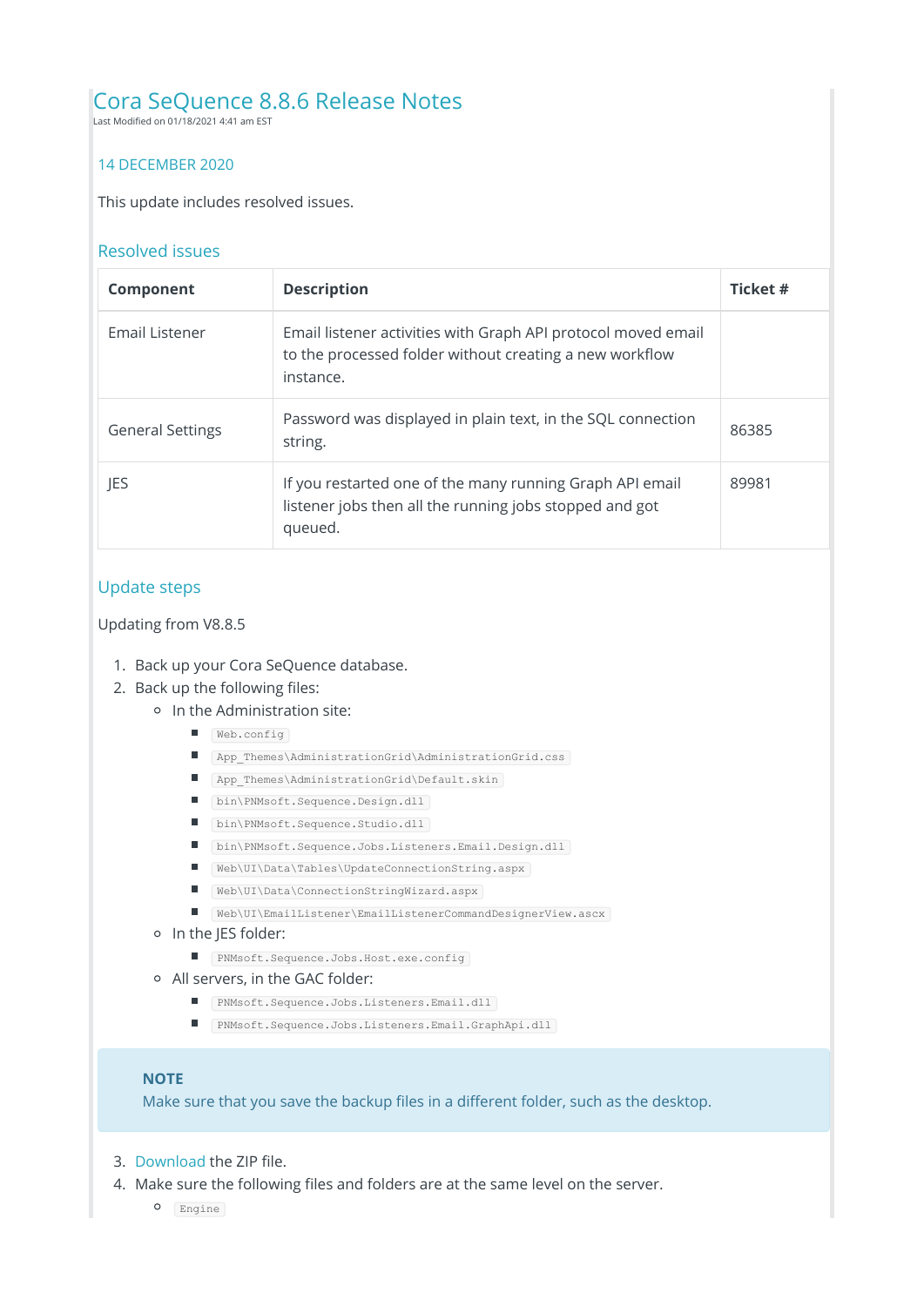# Cora SeQuence 8.8.6 Release Notes

Last Modified on 01/18/2021 4:41 am EST

## 14 DECEMBER 2020

This update includes resolved issues.

## Resolved issues

| Component | Description | Ticket # |
|---|---|---|
| Email Listener | Email listener activities with Graph API protocol moved email to the processed folder without creating a new workflow instance. | |
| General Settings | Password was displayed in plain text, in the SQL connection string. | 86385 |
| JES | If you restarted one of the many running Graph API email listener jobs then all the running jobs stopped and got queued. | 89981 |

## Update steps

Updating from V8.8.5

1. Back up your Cora SeQuence database.
2. Back up the following files:
   - In the Administration site:
     - `Web.config`
     - `App_Themes\AdministrationGrid\AdministrationGrid.css`
     - `App_Themes\AdministrationGrid\Default.skin`
     - `bin\PNMsoft.Sequence.Design.dll`
     - `bin\PNMsoft.Sequence.Studio.dll`
     - `bin\PNMsoft.Sequence.Jobs.Listeners.Email.Design.dll`
     - `Web\UI\Data\Tables\UpdateConnectionString.aspx`
     - `Web\UI\Data\ConnectionStringWizard.aspx`
     - `Web\UI\EmailListener\EmailListenerCommandDesignerView.ascx`
   - In the JES folder:
     - `PNMsoft.Sequence.Jobs.Host.exe.config`
   - All servers, in the GAC folder:
     - `PNMsoft.Sequence.Jobs.Listeners.Email.dll`
     - `PNMsoft.Sequence.Jobs.Listeners.Email.GraphApi.dll`

> **NOTE**
> Make sure that you save the backup files in a different folder, such as the desktop.

3. Download the ZIP file.
4. Make sure the following files and folders are at the same level on the server.
   - `Engine`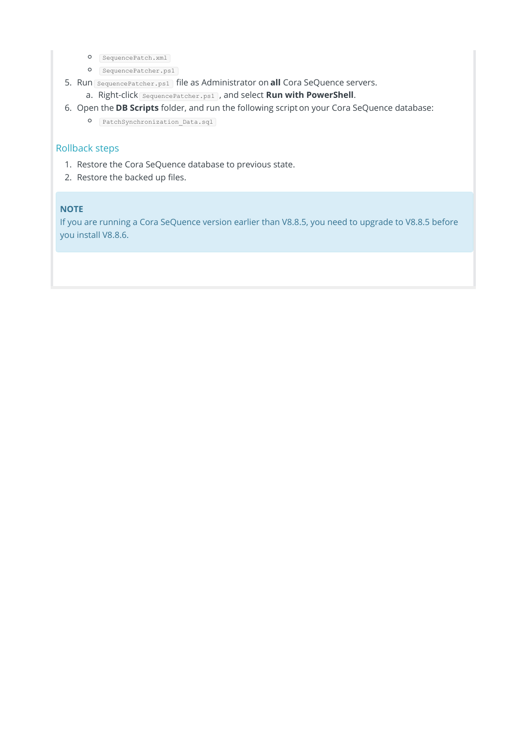- `SequencePatch.xml`
   - `SequencePatcher.ps1`
5. Run `SequencePatcher.ps1` file as Administrator on **all** Cora SeQuence servers.
   a. Right-click `SequencePatcher.ps1`, and select **Run with PowerShell**.
6. Open the **DB Scripts** folder, and run the following script on your Cora SeQuence database:
   - `PatchSynchronization_Data.sql`

## Rollback steps

1. Restore the Cora SeQuence database to previous state.
2. Restore the backed up files.

**NOTE**
If you are running a Cora SeQuence version earlier than V8.8.5, you need to upgrade to V8.8.5 before you install V8.8.6.